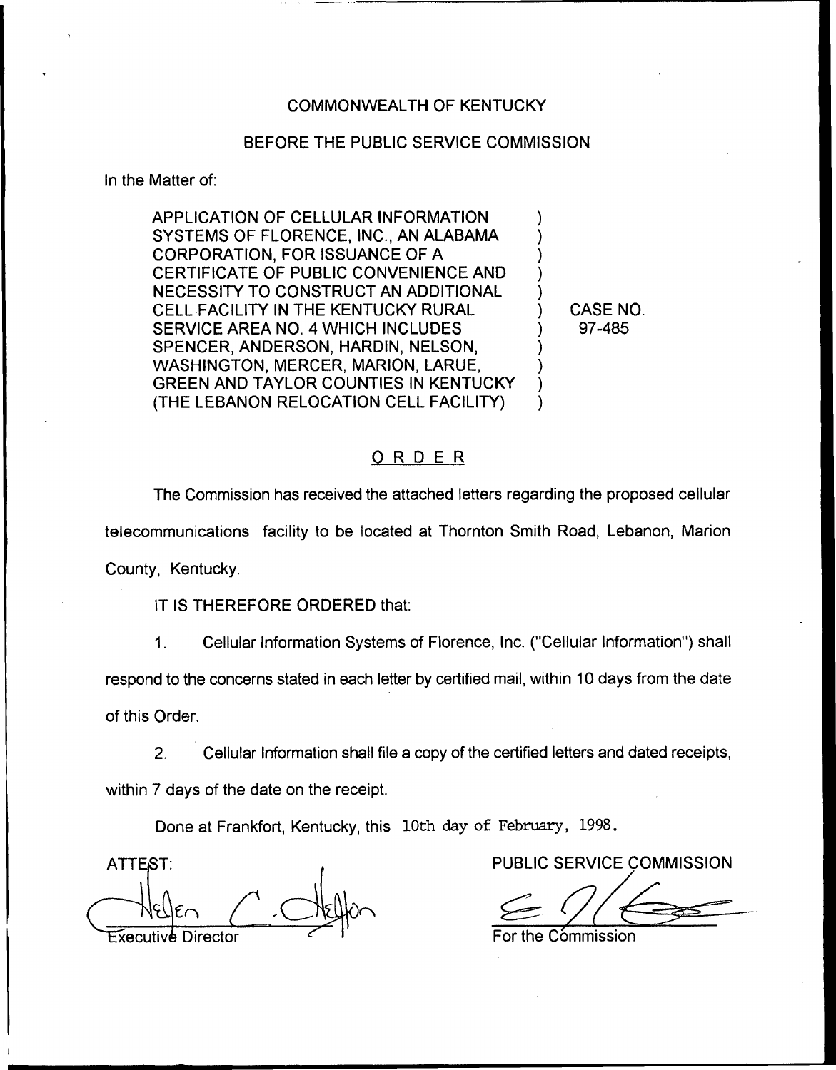COMMONWEALTH OF KENTUCKY

BEFORE THE PUBLIC SERVICE COMMISSION

In the Matter of:

| | | |
|---|---|---|
| APPLICATION OF CELLULAR INFORMATION SYSTEMS OF FLORENCE, INC., AN ALABAMA CORPORATION, FOR ISSUANCE OF A CERTIFICATE OF PUBLIC CONVENIENCE AND NECESSITY TO CONSTRUCT AN ADDITIONAL CELL FACILITY IN THE KENTUCKY RURAL SERVICE AREA NO. 4 WHICH INCLUDES SPENCER, ANDERSON, HARDIN, NELSON, WASHINGTON, MERCER, MARION, LARUE, GREEN AND TAYLOR COUNTIES IN KENTUCKY (THE LEBANON RELOCATION CELL FACILITY) | ) | CASE NO. 97-485 |

## ORDER

The Commission has received the attached letters regarding the proposed cellular telecommunications facility to be located at Thornton Smith Road, Lebanon, Marion County, Kentucky.

IT IS THEREFORE ORDERED that:

1. Cellular Information Systems of Florence, Inc. ("Cellular Information") shall respond to the concerns stated in each letter by certified mail, within 10 days from the date of this Order.

2. Cellular Information shall file a copy of the certified letters and dated receipts, within 7 days of the date on the receipt.

Done at Frankfort, Kentucky, this 10th day of February, 1998.

ATTEST:

Executive Director

PUBLIC SERVICE COMMISSION

For the Commission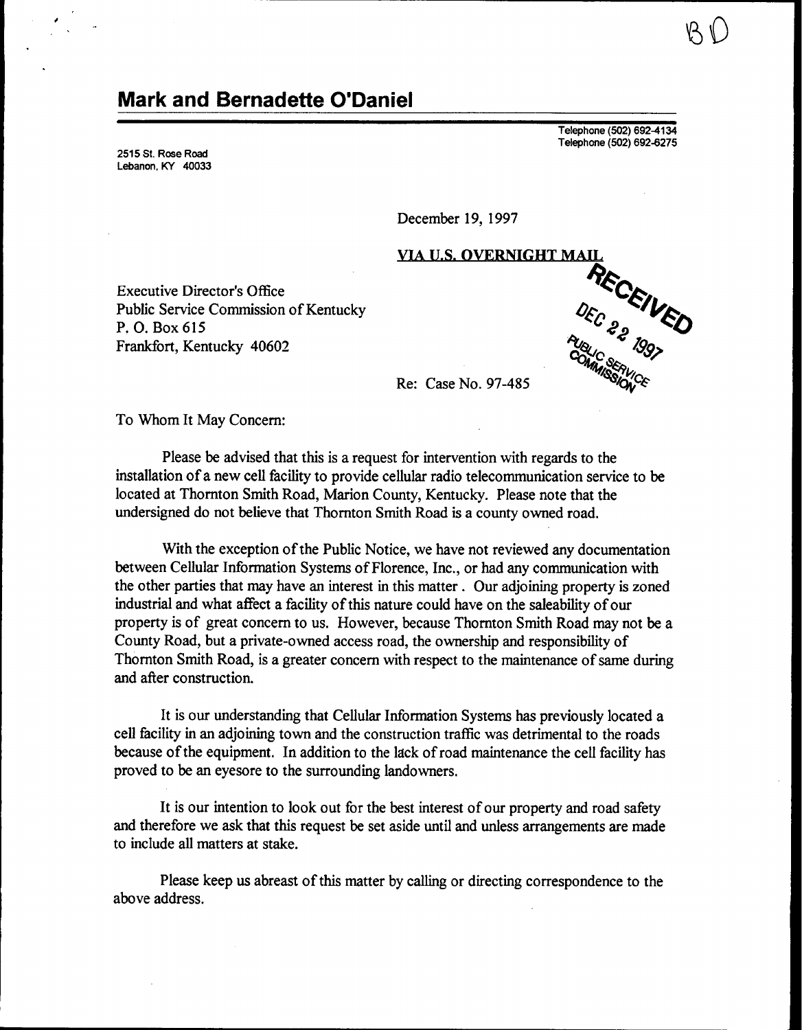BD

# Mark and Bernadette O'Daniel

2515 St. Rose Road
Lebanon, KY 40033

Telephone (502) 692-4134
Telephone (502) 692-6275

December 19, 1997

**VIA U.S. OVERNIGHT MAIL**

RECEIVED
DEC 22 1997
PUBLIC SERVICE COMMISSION

Executive Director's Office
Public Service Commission of Kentucky
P. O. Box 615
Frankfort, Kentucky 40602

Re: Case No. 97-485

To Whom It May Concern:

Please be advised that this is a request for intervention with regards to the installation of a new cell facility to provide cellular radio telecommunication service to be located at Thornton Smith Road, Marion County, Kentucky. Please note that the undersigned do not believe that Thornton Smith Road is a county owned road.

With the exception of the Public Notice, we have not reviewed any documentation between Cellular Information Systems of Florence, Inc., or had any communication with the other parties that may have an interest in this matter . Our adjoining property is zoned industrial and what affect a facility of this nature could have on the saleability of our property is of great concern to us. However, because Thornton Smith Road may not be a County Road, but a private-owned access road, the ownership and responsibility of Thornton Smith Road, is a greater concern with respect to the maintenance of same during and after construction.

It is our understanding that Cellular Information Systems has previously located a cell facility in an adjoining town and the construction traffic was detrimental to the roads because of the equipment. In addition to the lack of road maintenance the cell facility has proved to be an eyesore to the surrounding landowners.

It is our intention to look out for the best interest of our property and road safety and therefore we ask that this request be set aside until and unless arrangements are made to include all matters at stake.

Please keep us abreast of this matter by calling or directing correspondence to the above address.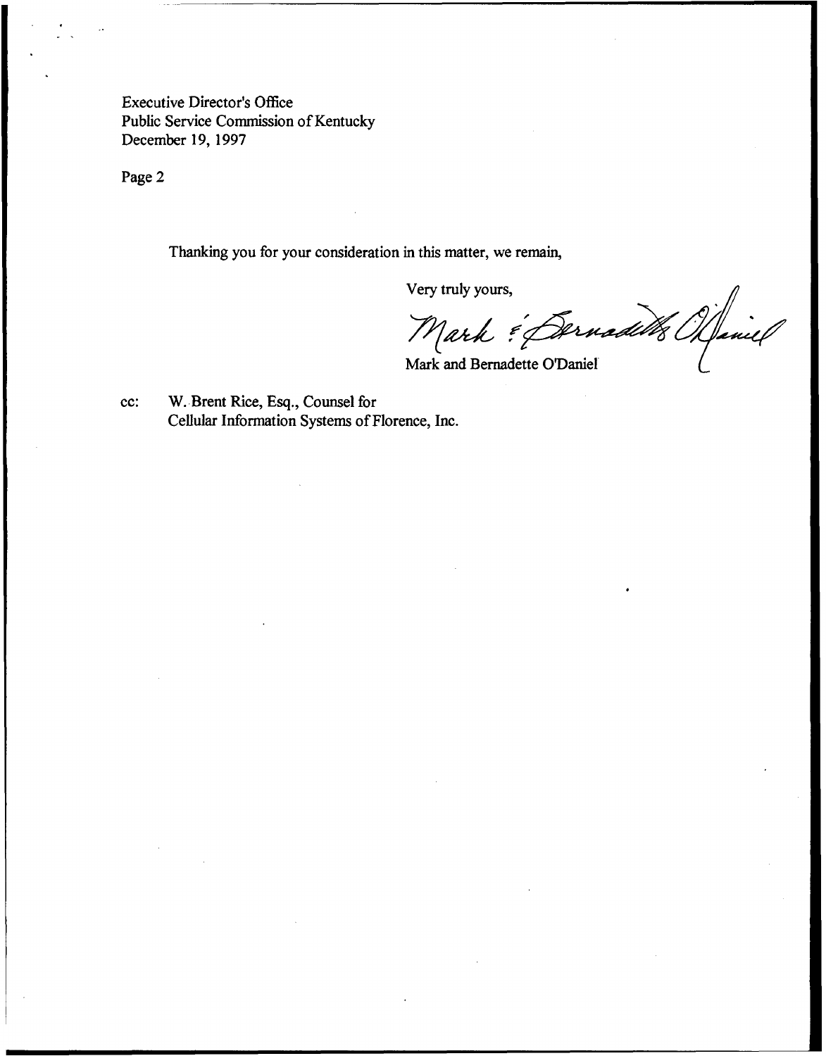Executive Director's Office
Public Service Commission of Kentucky
December 19, 1997

Page 2

Thanking you for your consideration in this matter, we remain,

Very truly yours,

Mark & Bernadette O'Daniel

Mark and Bernadette O'Daniel

cc: W. Brent Rice, Esq., Counsel for
Cellular Information Systems of Florence, Inc.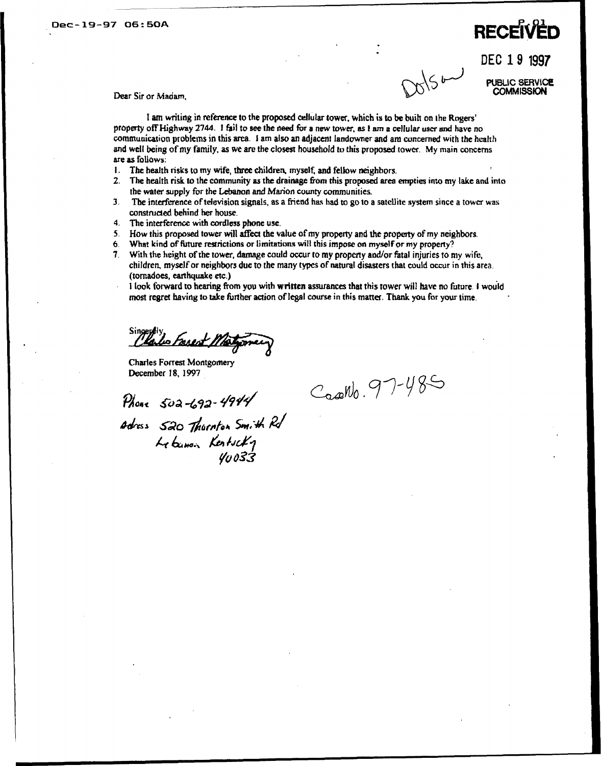Dec-19-97 06:50A

P.01

**RECEIVED**

DEC 19 1997

PUBLIC SERVICE COMMISSION

Dotson

Dear Sir or Madam,

I am writing in reference to the proposed cellular tower, which is to be built on the Rogers' property off Highway 2744. I fail to see the need for a new tower, as I am a cellular user and have no communication problems in this area. I am also an adjacent landowner and am concerned with the health and well being of my family, as we are the closest household to this proposed tower. My main concerns are as follows:

1. The health risks to my wife, three children, myself, and fellow neighbors.
2. The health risk to the community as the drainage from this proposed area empties into my lake and into the water supply for the Lebanon and Marion county communities.
3. The interference of television signals, as a friend has had to go to a satellite system since a tower was constructed behind her house.
4. The interference with cordless phone use.
5. How this proposed tower will affect the value of my property and the property of my neighbors.
6. What kind of future restrictions or limitations will this impose on myself or my property?
7. With the height of the tower, damage could occur to my property and/or fatal injuries to my wife, children, myself or neighbors due to the many types of natural disasters that could occur in this area. (tornadoes, earthquake etc.)

I look forward to hearing from you with written assurances that this tower will have no future. I would most regret having to take further action of legal course in this matter. Thank you for your time.

Sincerely,

Charles Forrest Montgomery

Charles Forrest Montgomery
December 18, 1997

Case No. 97-485

Phone 502-692-4944

Adress 520 Thornton Smith Rd
Lebanon Kentucky
40033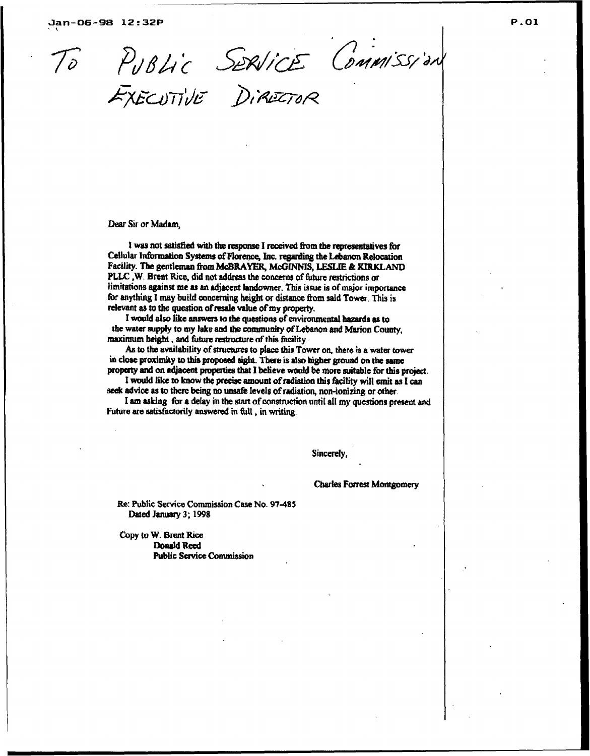To Public Service Commission
Executive Director

Dear Sir or Madam,

I was not satisfied with the response I received from the representatives for Cellular Information Systems of Florence, Inc. regarding the Lebanon Relocation Facility. The gentleman from McBRAYER, McGINNIS, LESLIE & KIRKLAND PLLC ,W. Brent Rice, did not address the concerns of future restrictions or limitations against me as an adjacent landowner. This issue is of major importance for anything I may build concerning height or distance from said Tower. This is relevant as to the question of resale value of my property.

I would also like answers to the questions of environmental hazards as to the water supply to my lake and the community of Lebanon and Marion County, maximum height , and future restructure of this facility.

As to the availability of structures to place this Tower on, there is a water tower in close proximity to this proposed sight. There is also higher ground on the same property and on adjacent properties that I believe would be more suitable for this project.

I would like to know the precise amount of radiation this facility will emit as I can seek advice as to there being no unsafe levels of radiation, non-ionizing or other.

I am asking for a delay in the start of construction until all my questions present and Future are satisfactorily answered in full , in writing.

Sincerely,

Charles Forrest Montgomery

Re: Public Service Commission Case No. 97-485
Dated January 3; 1998

Copy to W. Brent Rice
Donald Reed
Public Service Commission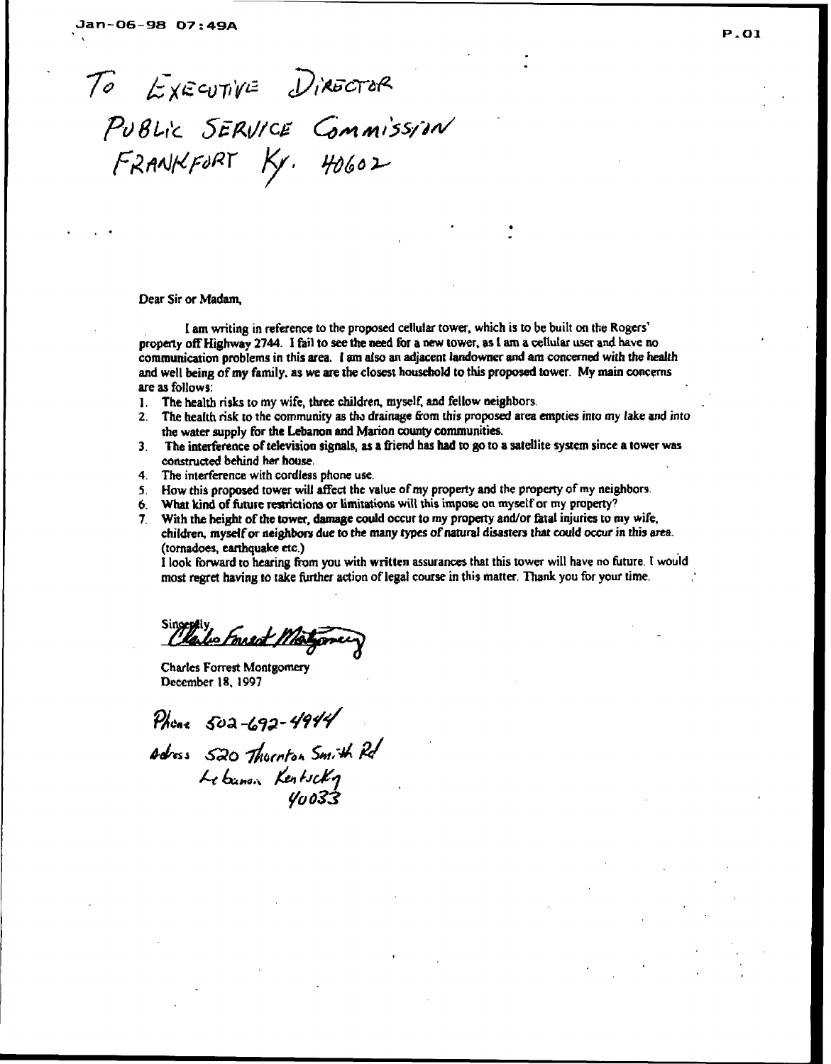TO EXECUTIVE DIRECTOR
PUBLIC SERVICE COMMISSION
FRANKFORT KY. 40602

Dear Sir or Madam,

I am writing in reference to the proposed cellular tower, which is to be built on the Rogers' property off Highway 2744. I fail to see the need for a new tower, as I am a cellular user and have no communication problems in this area. I am also an adjacent landowner and am concerned with the health and well being of my family, as we are the closest household to this proposed tower. My main concerns are as follows:

1. The health risks to my wife, three children, myself, and fellow neighbors.
2. The health risk to the community as the drainage from this proposed area empties into my lake and into the water supply for the Lebanon and Marion county communities.
3. The interference of television signals, as a friend has had to go to a satellite system since a tower was constructed behind her house.
4. The interference with cordless phone use.
5. How this proposed tower will affect the value of my property and the property of my neighbors.
6. What kind of future restrictions or limitations will this impose on myself or my property?
7. With the height of the tower, damage could occur to my property and/or fatal injuries to my wife, children, myself or neighbors due to the many types of natural disasters that could occur in this area. (tornadoes, earthquake etc.)

I look forward to hearing from you with written assurances that this tower will have no future. I would most regret having to take further action of legal course in this matter. Thank you for your time.

Sincerely,
Charles Forrest Montgomery

Charles Forrest Montgomery
December 18, 1997

Phone 502-692-4944
Adress 520 Thornton Smith Rd
Lebanon Kentucky
40033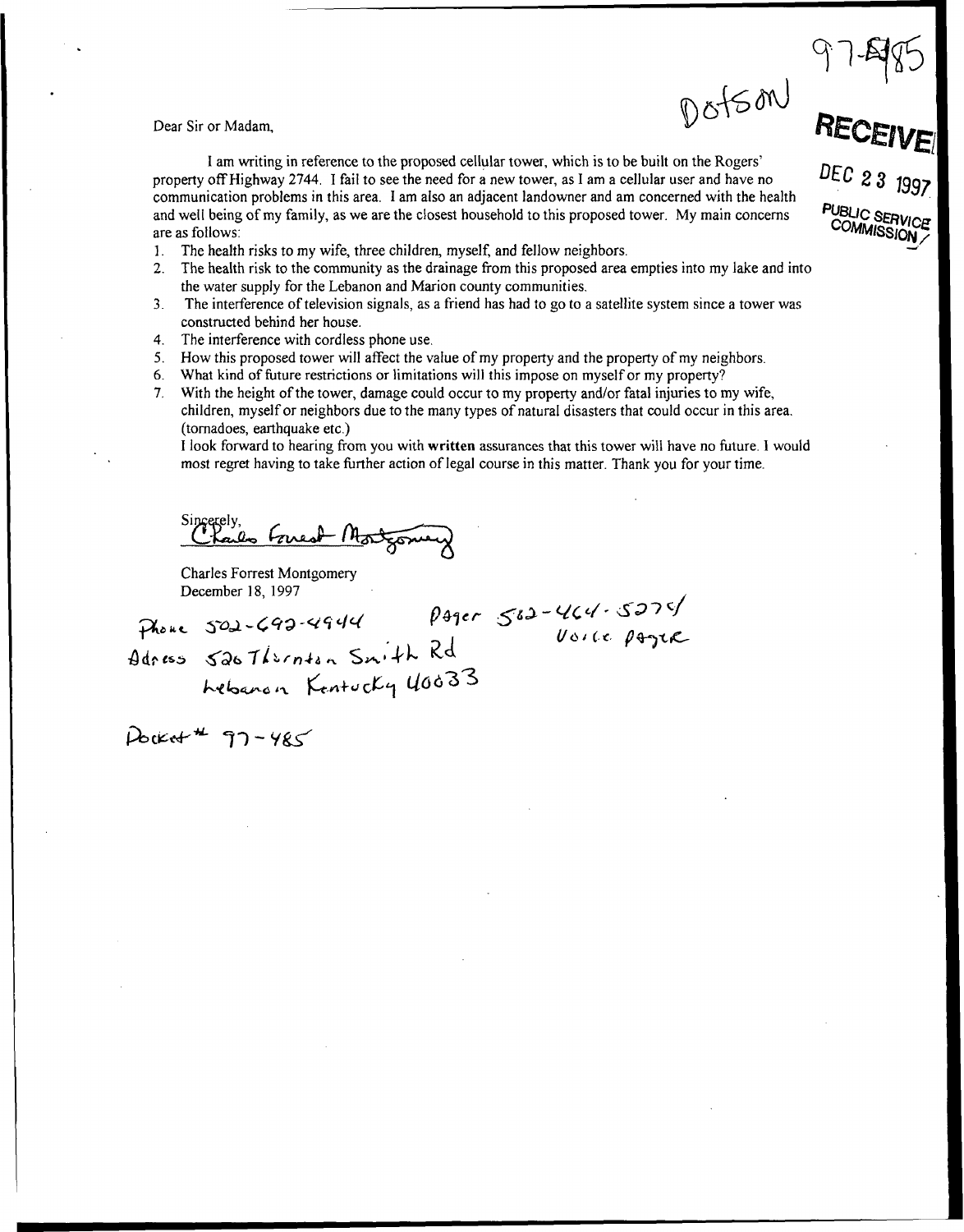Dotson

97-485

RECEIVED

DEC 23 1997

PUBLIC SERVICE COMMISSION

Dear Sir or Madam,

I am writing in reference to the proposed cellular tower, which is to be built on the Rogers' property off Highway 2744. I fail to see the need for a new tower, as I am a cellular user and have no communication problems in this area. I am also an adjacent landowner and am concerned with the health and well being of my family, as we are the closest household to this proposed tower. My main concerns are as follows:

1. The health risks to my wife, three children, myself, and fellow neighbors.
2. The health risk to the community as the drainage from this proposed area empties into my lake and into the water supply for the Lebanon and Marion county communities.
3. The interference of television signals, as a friend has had to go to a satellite system since a tower was constructed behind her house.
4. The interference with cordless phone use.
5. How this proposed tower will affect the value of my property and the property of my neighbors.
6. What kind of future restrictions or limitations will this impose on myself or my property?
7. With the height of the tower, damage could occur to my property and/or fatal injuries to my wife, children, myself or neighbors due to the many types of natural disasters that could occur in this area. (tornadoes, earthquake etc.)

I look forward to hearing from you with **written** assurances that this tower will have no future. I would most regret having to take further action of legal course in this matter. Thank you for your time.

Sincerely,

Charles Forrest Montgomery

Charles Forrest Montgomery
December 18, 1997

Phone 502-692-4944 Pager 502-464-5279 Voice Pager
Adress 526 Thornton Smith Rd
Lebanon Kentucky 40033

Docket # 97-485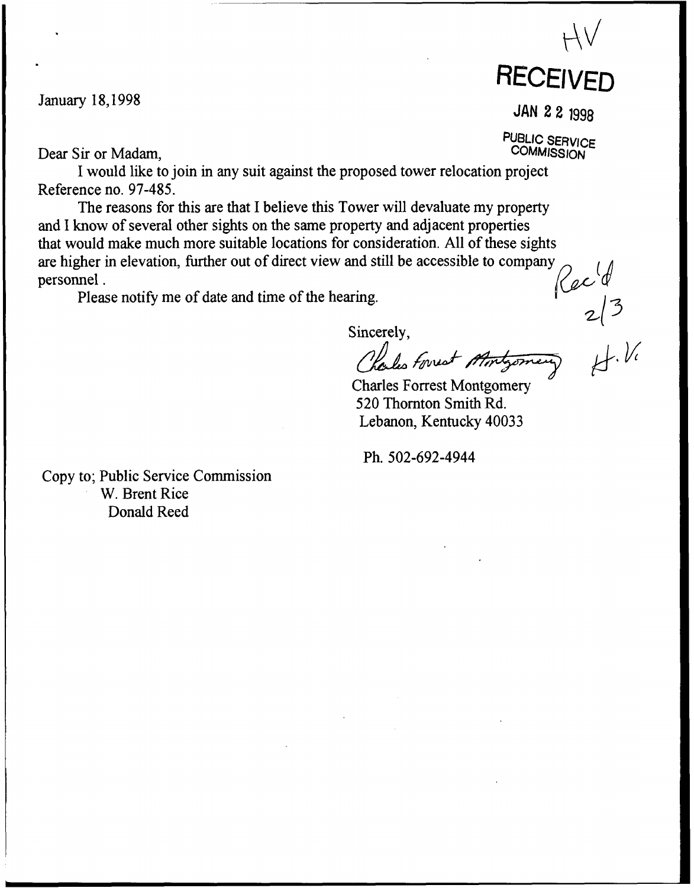HV

**RECEIVED**

JAN 22 1998

PUBLIC SERVICE COMMISSION

January 18,1998

Dear Sir or Madam,

I would like to join in any suit against the proposed tower relocation project Reference no. 97-485.

The reasons for this are that I believe this Tower will devaluate my property and I know of several other sights on the same property and adjacent properties that would make much more suitable locations for consideration. All of these sights are higher in elevation, further out of direct view and still be accessible to company personnel .

Please notify me of date and time of the hearing.

Rec'd 2/3 H.V.

Sincerely,

Charles Forrest Montgomery

Charles Forrest Montgomery
520 Thornton Smith Rd.
Lebanon, Kentucky 40033

Ph. 502-692-4944

Copy to; Public Service Commission
W. Brent Rice
Donald Reed